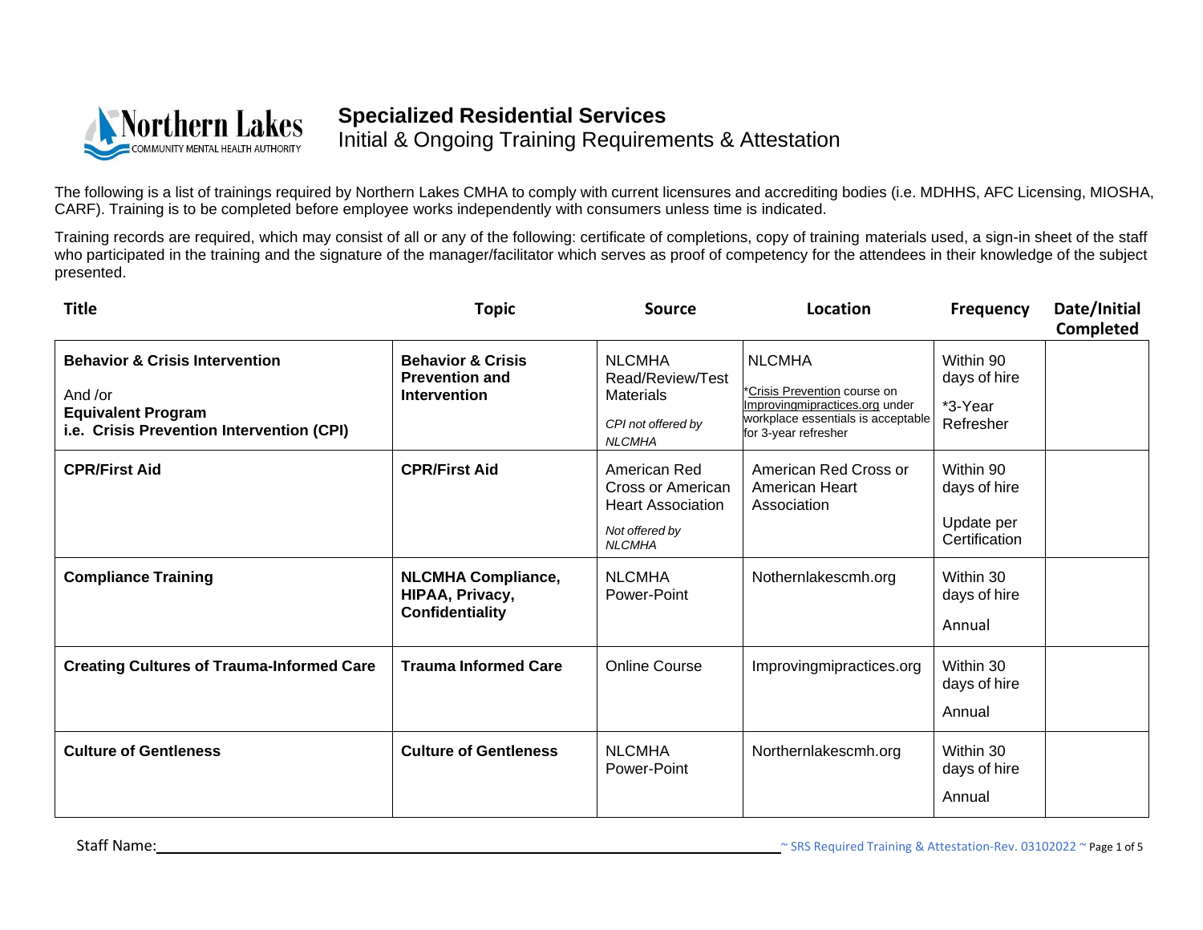# Specialized Residential Services

Initial & Ongoing Training Requirements & Attestation

The following is a list of trainings required by Northern Lakes CMHA to comply with current licensures and accrediting bodies (i.e. MDHHS, AFC Licensing, MIOSHA, CARF). Training is to be completed before employee works independently with consumers unless time is indicated.

Training records are required, which may consist of all or any of the following: certificate of completions, copy of training materials used, a sign-in sheet of the staff who participated in the training and the signature of the manager/facilitator which serves as proof of competency for the attendees in their knowledge of the subject presented.

| Title | Topic | Source | Location | Frequency | Date/Initial Completed |
|---|---|---|---|---|---|
| **Behavior & Crisis Intervention**<br>And /or<br>**Equivalent Program**<br>**i.e. Crisis Prevention Intervention (CPI)** | **Behavior & Crisis Prevention and Intervention** | NLCMHA Read/Review/Test Materials<br>*CPI not offered by NLCMHA* | NLCMHA<br>*Crisis Prevention course on Improvingmipractices.org under workplace essentials is acceptable for 3-year refresher | Within 90 days of hire<br>*3-Year Refresher | |
| **CPR/First Aid** | **CPR/First Aid** | American Red Cross or American Heart Association<br>*Not offered by NLCMHA* | American Red Cross or American Heart Association | Within 90 days of hire<br>Update per Certification | |
| **Compliance Training** | **NLCMHA Compliance, HIPAA, Privacy, Confidentiality** | NLCMHA Power-Point | Nothernlakescmh.org | Within 30 days of hire<br>Annual | |
| **Creating Cultures of Trauma-Informed Care** | **Trauma Informed Care** | Online Course | Improvingmipractices.org | Within 30 days of hire<br>Annual | |
| **Culture of Gentleness** | **Culture of Gentleness** | NLCMHA Power-Point | Northernlakescmh.org | Within 30 days of hire<br>Annual | |

Staff Name: ____________________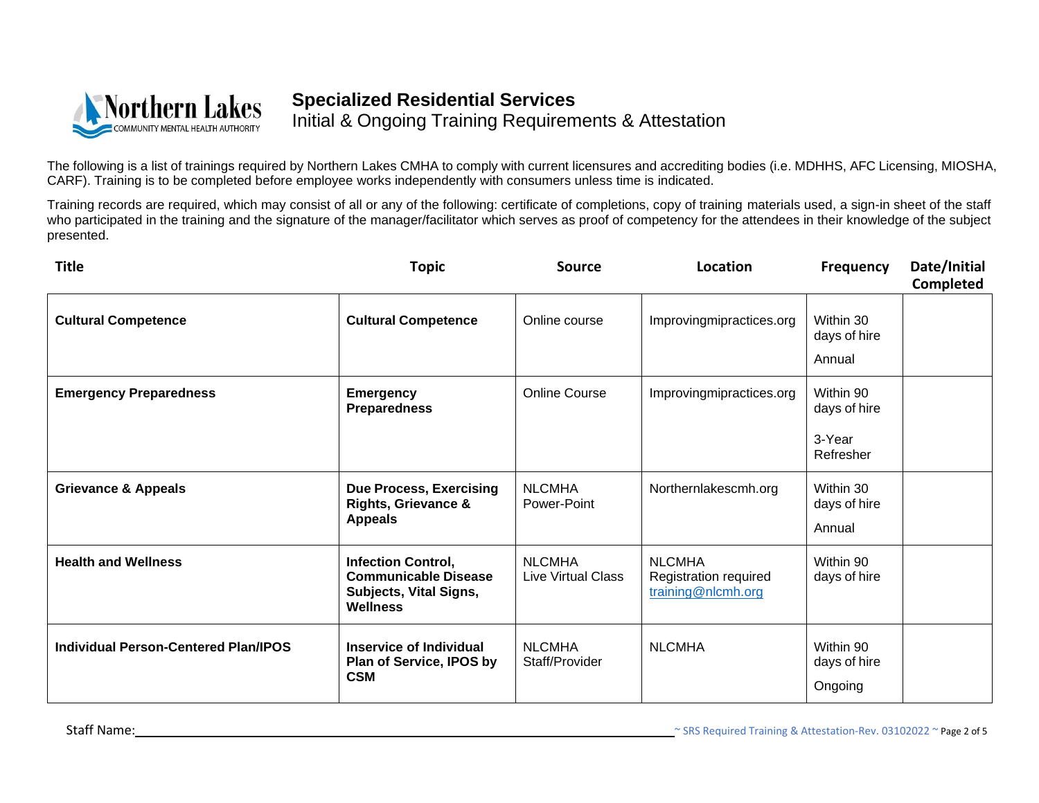# Specialized Residential Services

Initial & Ongoing Training Requirements & Attestation

The following is a list of trainings required by Northern Lakes CMHA to comply with current licensures and accrediting bodies (i.e. MDHHS, AFC Licensing, MIOSHA, CARF). Training is to be completed before employee works independently with consumers unless time is indicated.

Training records are required, which may consist of all or any of the following: certificate of completions, copy of training materials used, a sign-in sheet of the staff who participated in the training and the signature of the manager/facilitator which serves as proof of competency for the attendees in their knowledge of the subject presented.

| Title | Topic | Source | Location | Frequency | Date/Initial Completed |
|---|---|---|---|---|---|
| **Cultural Competence** | **Cultural Competence** | Online course | Improvingmipractices.org | Within 30 days of hire<br>Annual | |
| **Emergency Preparedness** | **Emergency Preparedness** | Online Course | Improvingmipractices.org | Within 90 days of hire<br>3-Year Refresher | |
| **Grievance & Appeals** | **Due Process, Exercising Rights, Grievance & Appeals** | NLCMHA Power-Point | Northernlakescmh.org | Within 30 days of hire<br>Annual | |
| **Health and Wellness** | **Infection Control, Communicable Disease Subjects, Vital Signs, Wellness** | NLCMHA Live Virtual Class | NLCMHA Registration required training@nlcmh.org | Within 90 days of hire | |
| **Individual Person-Centered Plan/IPOS** | **Inservice of Individual Plan of Service, IPOS by CSM** | NLCMHA Staff/Provider | NLCMHA | Within 90 days of hire<br>Ongoing | |

Staff Name: ____________________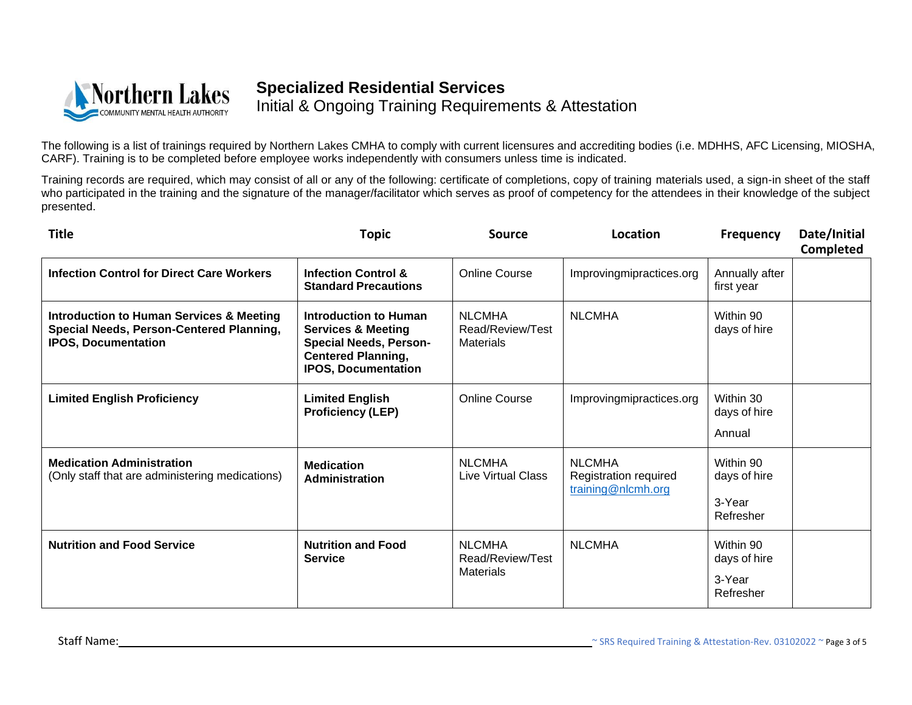# Specialized Residential Services

Initial & Ongoing Training Requirements & Attestation

The following is a list of trainings required by Northern Lakes CMHA to comply with current licensures and accrediting bodies (i.e. MDHHS, AFC Licensing, MIOSHA, CARF). Training is to be completed before employee works independently with consumers unless time is indicated.

Training records are required, which may consist of all or any of the following: certificate of completions, copy of training materials used, a sign-in sheet of the staff who participated in the training and the signature of the manager/facilitator which serves as proof of competency for the attendees in their knowledge of the subject presented.

| Title | Topic | Source | Location | Frequency | Date/Initial Completed |
|---|---|---|---|---|---|
| **Infection Control for Direct Care Workers** | **Infection Control & Standard Precautions** | Online Course | Improvingmipractices.org | Annually after first year | |
| **Introduction to Human Services & Meeting Special Needs, Person-Centered Planning, IPOS, Documentation** | **Introduction to Human Services & Meeting Special Needs, Person-Centered Planning, IPOS, Documentation** | NLCMHA Read/Review/Test Materials | NLCMHA | Within 90 days of hire | |
| **Limited English Proficiency** | **Limited English Proficiency (LEP)** | Online Course | Improvingmipractices.org | Within 30 days of hire<br>Annual | |
| **Medication Administration**<br>(Only staff that are administering medications) | **Medication Administration** | NLCMHA Live Virtual Class | NLCMHA Registration required training@nlcmh.org | Within 90 days of hire<br>3-Year Refresher | |
| **Nutrition and Food Service** | **Nutrition and Food Service** | NLCMHA Read/Review/Test Materials | NLCMHA | Within 90 days of hire<br>3-Year Refresher | |

Staff Name:\_\_\_\_\_\_\_\_\_\_\_\_\_\_\_\_\_\_\_\_\_\_\_\_\_\_\_\_\_\_\_\_\_\_\_\_\_\_\_\_

~ SRS Required Training & Attestation-Rev. 03102022 ~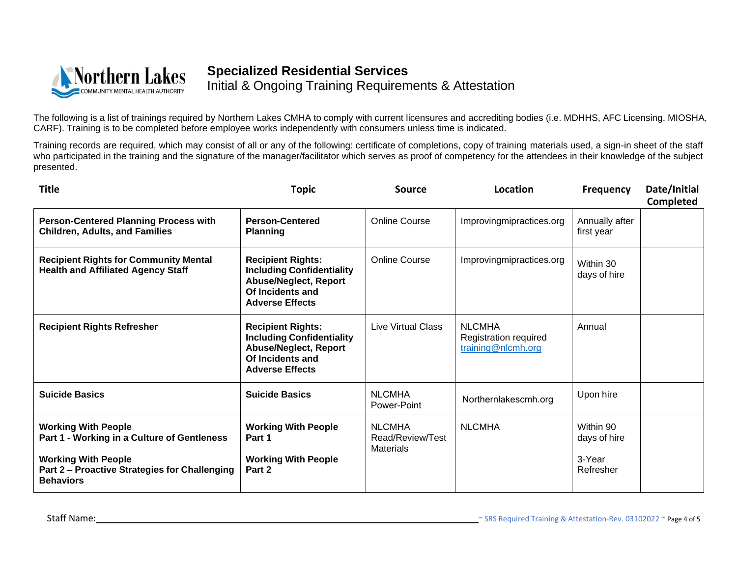# Specialized Residential Services

Initial & Ongoing Training Requirements & Attestation

The following is a list of trainings required by Northern Lakes CMHA to comply with current licensures and accrediting bodies (i.e. MDHHS, AFC Licensing, MIOSHA, CARF). Training is to be completed before employee works independently with consumers unless time is indicated.

Training records are required, which may consist of all or any of the following: certificate of completions, copy of training materials used, a sign-in sheet of the staff who participated in the training and the signature of the manager/facilitator which serves as proof of competency for the attendees in their knowledge of the subject presented.

| Title | Topic | Source | Location | Frequency | Date/Initial Completed |
|---|---|---|---|---|---|
| **Person-Centered Planning Process with Children, Adults, and Families** | **Person-Centered Planning** | Online Course | Improvingmipractices.org | Annually after first year | |
| **Recipient Rights for Community Mental Health and Affiliated Agency Staff** | **Recipient Rights: Including Confidentiality Abuse/Neglect, Report Of Incidents and Adverse Effects** | Online Course | Improvingmipractices.org | Within 30 days of hire | |
| **Recipient Rights Refresher** | **Recipient Rights: Including Confidentiality Abuse/Neglect, Report Of Incidents and Adverse Effects** | Live Virtual Class | NLCMHA Registration required training@nlcmh.org | Annual | |
| **Suicide Basics** | **Suicide Basics** | NLCMHA Power-Point | Northernlakescmh.org | Upon hire | |
| **Working With People Part 1 - Working in a Culture of Gentleness**<br><br>**Working With People Part 2 – Proactive Strategies for Challenging Behaviors** | **Working With People Part 1**<br><br>**Working With People Part 2** | NLCMHA Read/Review/Test Materials | NLCMHA | Within 90 days of hire<br><br>3-Year Refresher | |

Staff Name:\_\_\_\_\_\_\_\_\_\_\_\_\_\_\_\_\_\_\_\_\_\_\_\_\_\_\_\_\_\_\_\_\_\_\_\_\_\_\_\_

~ SRS Required Training & Attestation-Rev. 03102022 ~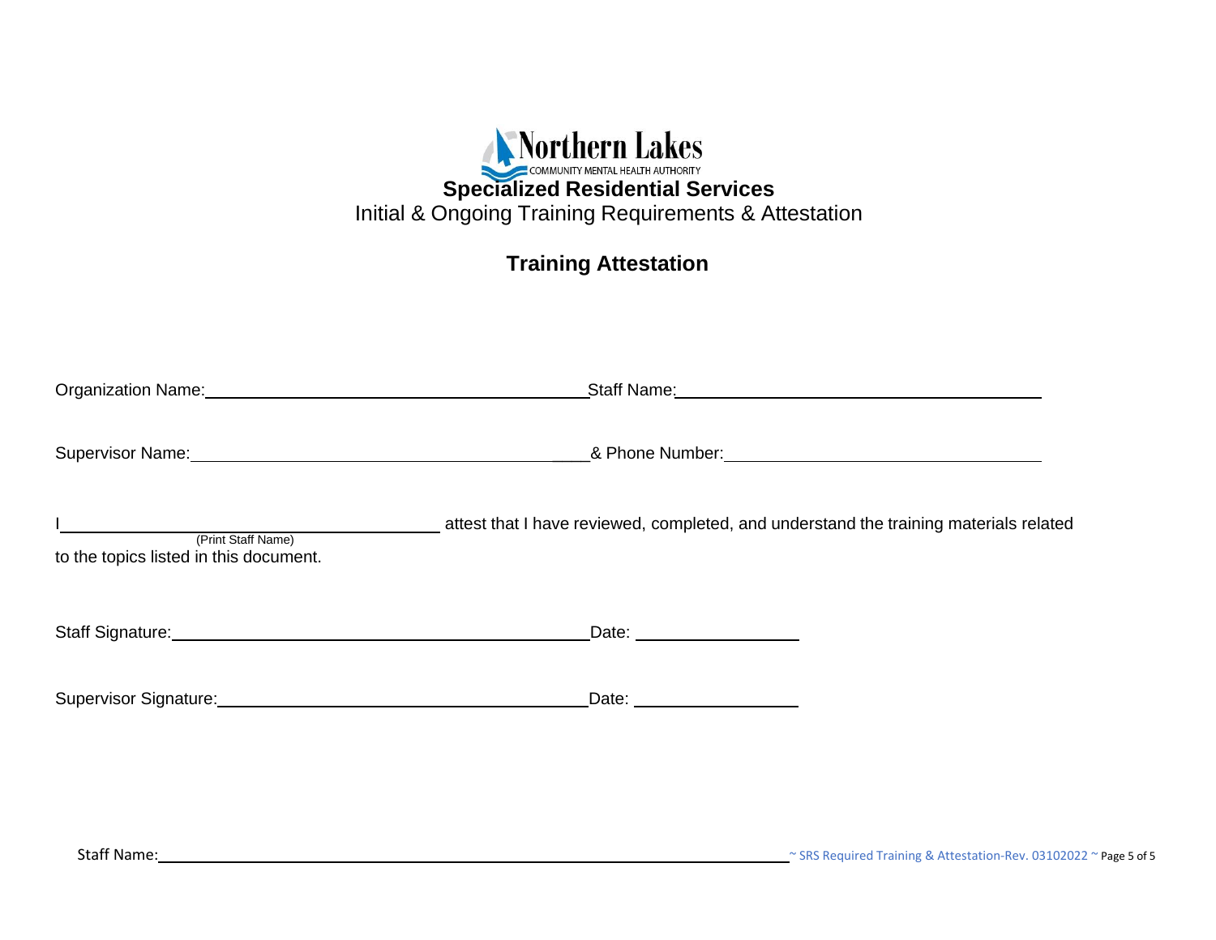Northern Lakes
COMMUNITY MENTAL HEALTH AUTHORITY

# Specialized Residential Services

Initial & Ongoing Training Requirements & Attestation

## Training Attestation

Organization Name:\_\_\_\_\_\_\_\_\_\_\_\_\_\_\_\_\_\_\_\_\_\_\_\_\_\_\_\_\_\_\_\_\_\_\_\_\_\_\_\_ Staff Name:\_\_\_\_\_\_\_\_\_\_\_\_\_\_\_\_\_\_\_\_\_\_\_\_\_\_\_\_\_\_\_\_\_\_\_\_\_\_\_\_

Supervisor Name:\_\_\_\_\_\_\_\_\_\_\_\_\_\_\_\_\_\_\_\_\_\_\_\_\_\_\_\_\_\_\_\_\_\_\_\_\_\_\_\_\_\_\_\_ & Phone Number:\_\_\_\_\_\_\_\_\_\_\_\_\_\_\_\_\_\_\_\_\_\_\_\_\_\_\_\_\_\_\_\_\_\_\_\_

I\_\_\_\_\_\_\_\_\_\_\_\_\_\_\_\_\_\_\_\_\_\_\_\_\_\_\_\_\_\_\_\_\_\_\_\_\_\_\_\_ attest that I have reviewed, completed, and understand the training materials related to the topics listed in this document.
(Print Staff Name)

Staff Signature:\_\_\_\_\_\_\_\_\_\_\_\_\_\_\_\_\_\_\_\_\_\_\_\_\_\_\_\_\_\_\_\_\_\_\_\_\_\_\_\_\_\_\_\_ Date: \_\_\_\_\_\_\_\_\_\_\_\_\_\_\_\_\_\_

Supervisor Signature:\_\_\_\_\_\_\_\_\_\_\_\_\_\_\_\_\_\_\_\_\_\_\_\_\_\_\_\_\_\_\_\_\_\_\_\_\_\_\_\_ Date: \_\_\_\_\_\_\_\_\_\_\_\_\_\_\_\_\_\_